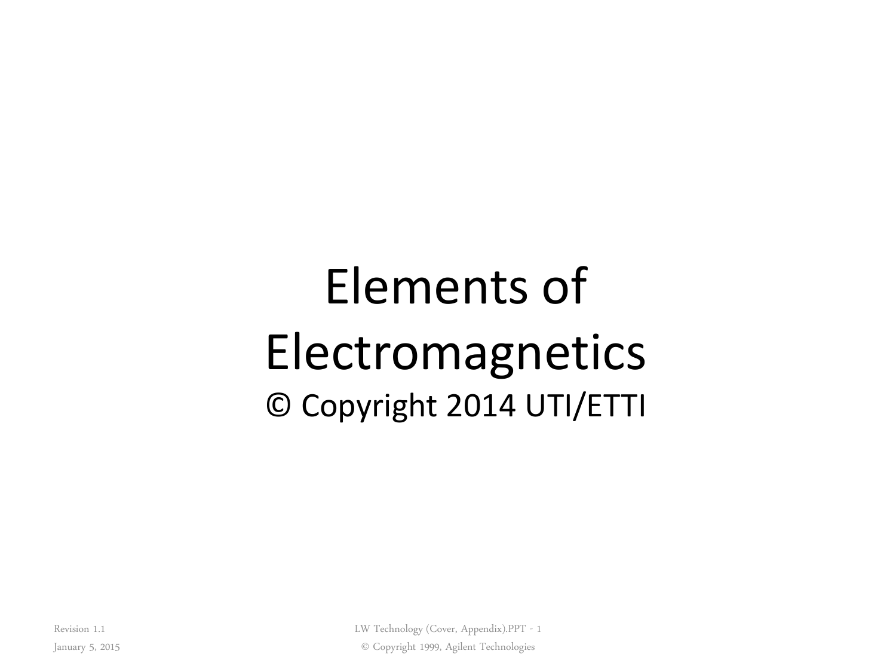# Elements of Electromagnetics

© Copyright 2014 UTI/ETTI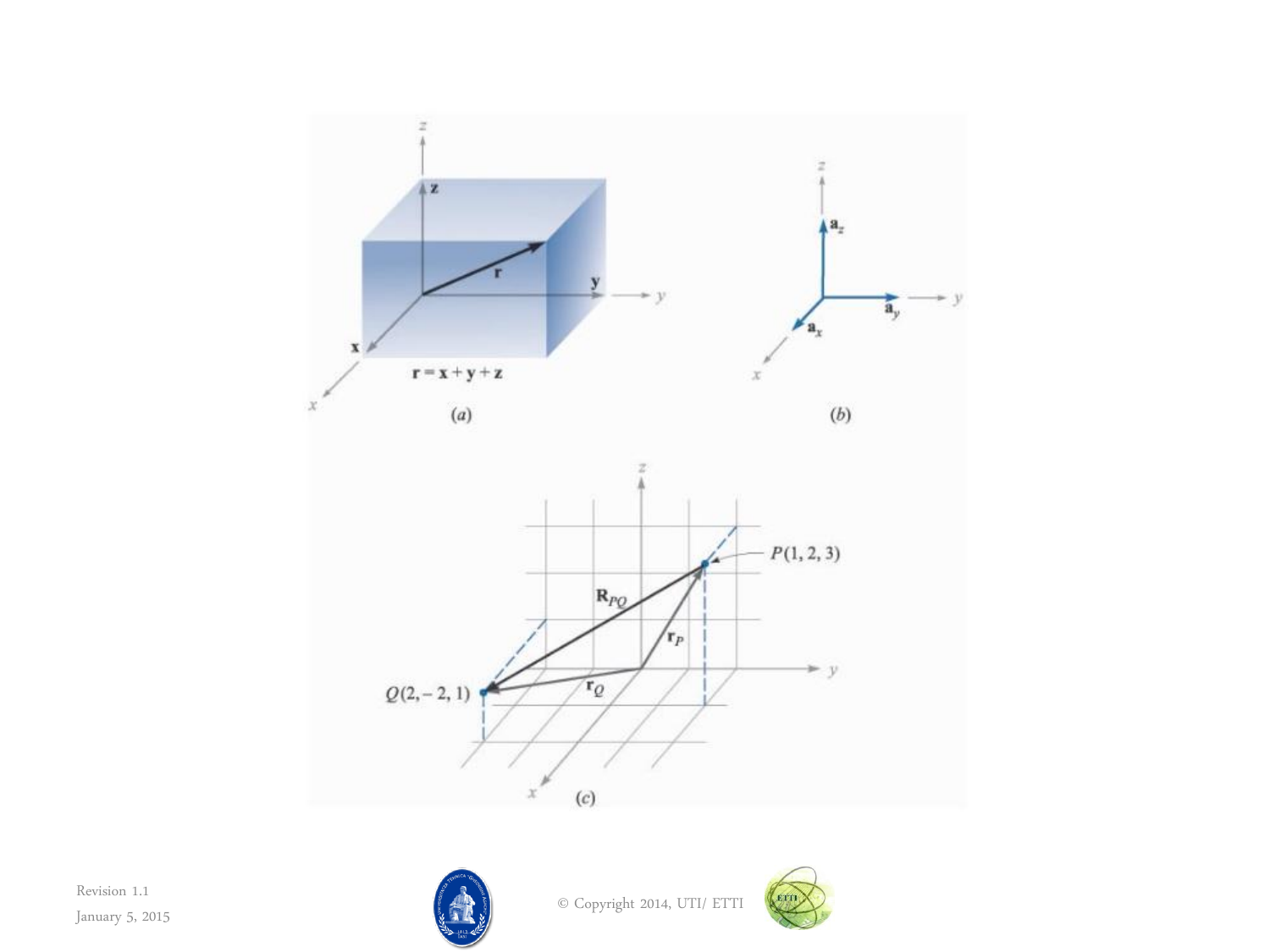$\mathbf{r} = \mathbf{x} + \mathbf{y} + \mathbf{z}$

(*a*)

(*b*)

$P(1, 2, 3)$

$Q(2, -2, 1)$

(*c*)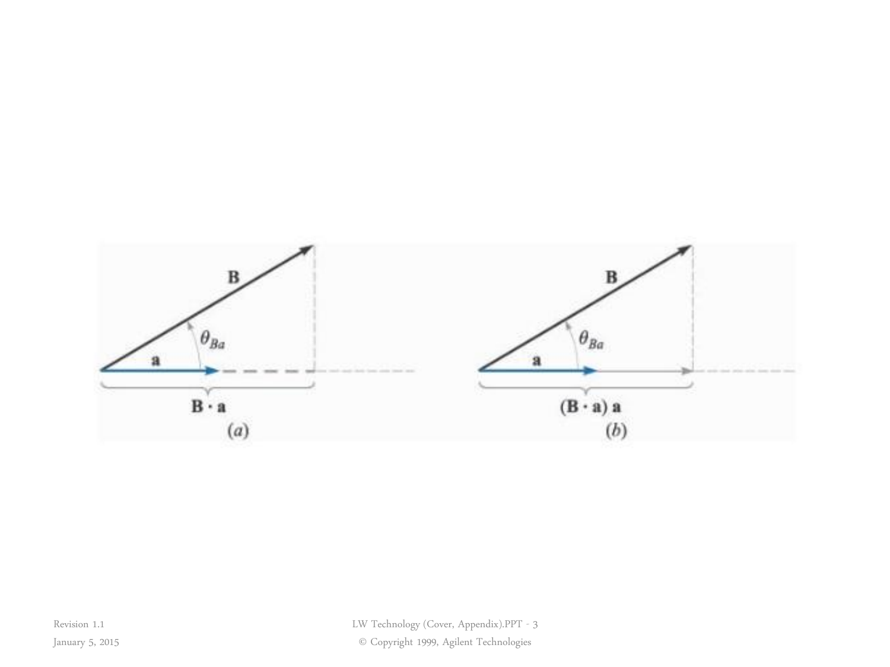$\mathbf{B}$

$\theta_{Ba}$

$\mathbf{a}$

$\mathbf{B} \cdot \mathbf{a}$

(*a*)

$\mathbf{B}$

$\theta_{Ba}$

$\mathbf{a}$

$(\mathbf{B} \cdot \mathbf{a})\,\mathbf{a}$

(*b*)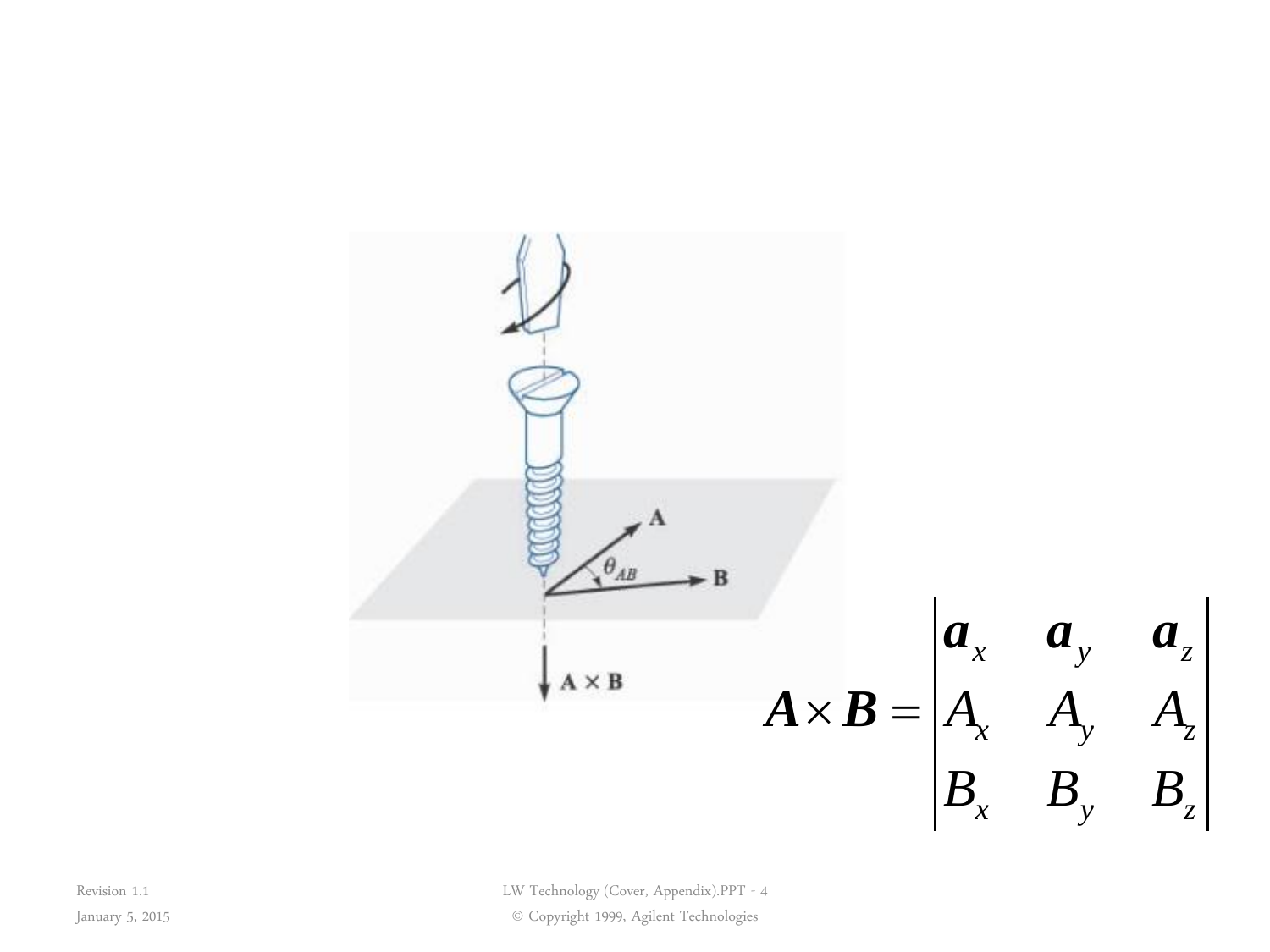$$\boldsymbol{A} \times \boldsymbol{B} = \begin{vmatrix} \boldsymbol{a}_x & \boldsymbol{a}_y & \boldsymbol{a}_z \\ A_x & A_y & A_z \\ B_x & B_y & B_z \end{vmatrix}$$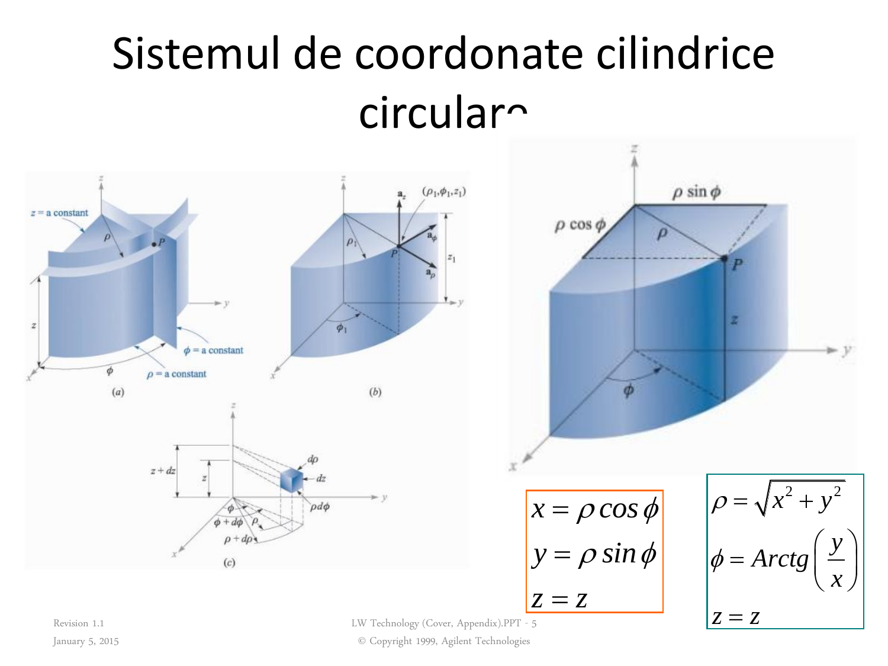# Sistemul de coordonate cilindrice circulare

$$x = \rho \cos\phi$$
$$y = \rho \sin\phi$$
$$z = z$$

$$\rho = \sqrt{x^2 + y^2}$$
$$\phi = Arctg\left(\frac{y}{x}\right)$$
$$z = z$$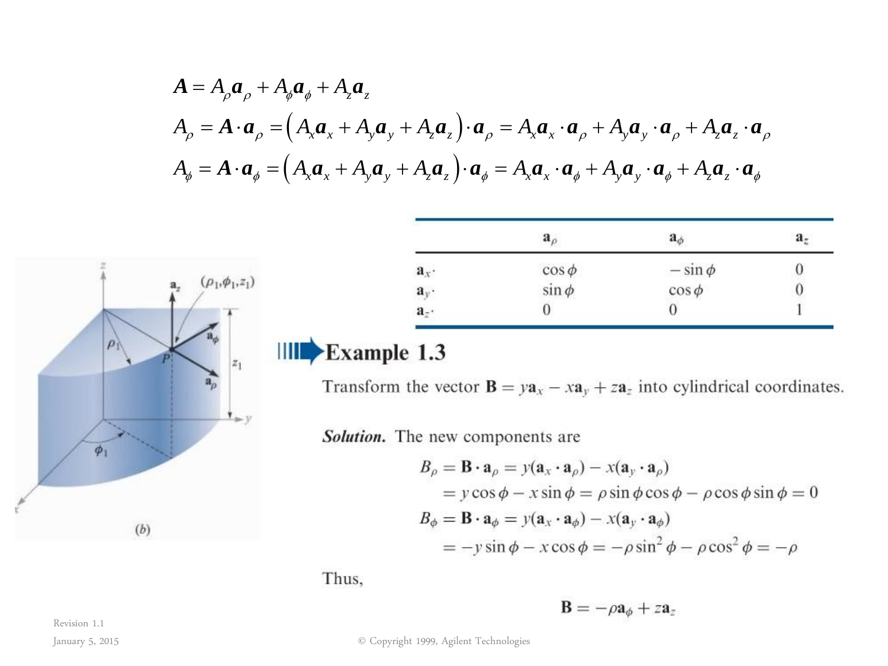$$\boldsymbol{A} = A_\rho \boldsymbol{a}_\rho + A_\phi \boldsymbol{a}_\phi + A_z \boldsymbol{a}_z$$

$$A_\rho = \boldsymbol{A} \cdot \boldsymbol{a}_\rho = \left( A_x \boldsymbol{a}_x + A_y \boldsymbol{a}_y + A_z \boldsymbol{a}_z \right) \cdot \boldsymbol{a}_\rho = A_x \boldsymbol{a}_x \cdot \boldsymbol{a}_\rho + A_y \boldsymbol{a}_y \cdot \boldsymbol{a}_\rho + A_z \boldsymbol{a}_z \cdot \boldsymbol{a}_\rho$$

$$A_\phi = \boldsymbol{A} \cdot \boldsymbol{a}_\phi = \left( A_x \boldsymbol{a}_x + A_y \boldsymbol{a}_y + A_z \boldsymbol{a}_z \right) \cdot \boldsymbol{a}_\phi = A_x \boldsymbol{a}_x \cdot \boldsymbol{a}_\phi + A_y \boldsymbol{a}_y \cdot \boldsymbol{a}_\phi + A_z \boldsymbol{a}_z \cdot \boldsymbol{a}_\phi$$

| | $\mathbf{a}_\rho$ | $\mathbf{a}_\phi$ | $\mathbf{a}_z$ |
|---|---|---|---|
| $\mathbf{a}_x \cdot$ | $\cos\phi$ | $-\sin\phi$ | 0 |
| $\mathbf{a}_y \cdot$ | $\sin\phi$ | $\cos\phi$ | 0 |
| $\mathbf{a}_z \cdot$ | 0 | 0 | 1 |

## Example 1.3

Transform the vector $\mathbf{B} = y\mathbf{a}_x - x\mathbf{a}_y + z\mathbf{a}_z$ into cylindrical coordinates.

***Solution.*** The new components are

$$B_\rho = \mathbf{B} \cdot \mathbf{a}_\rho = y(\mathbf{a}_x \cdot \mathbf{a}_\rho) - x(\mathbf{a}_y \cdot \mathbf{a}_\rho)$$
$$= y\cos\phi - x\sin\phi = \rho\sin\phi\cos\phi - \rho\cos\phi\sin\phi = 0$$
$$B_\phi = \mathbf{B} \cdot \mathbf{a}_\phi = y(\mathbf{a}_x \cdot \mathbf{a}_\phi) - x(\mathbf{a}_y \cdot \mathbf{a}_\phi)$$
$$= -y\sin\phi - x\cos\phi = -\rho\sin^2\phi - \rho\cos^2\phi = -\rho$$

Thus,

$$\mathbf{B} = -\rho\mathbf{a}_\phi + z\mathbf{a}_z$$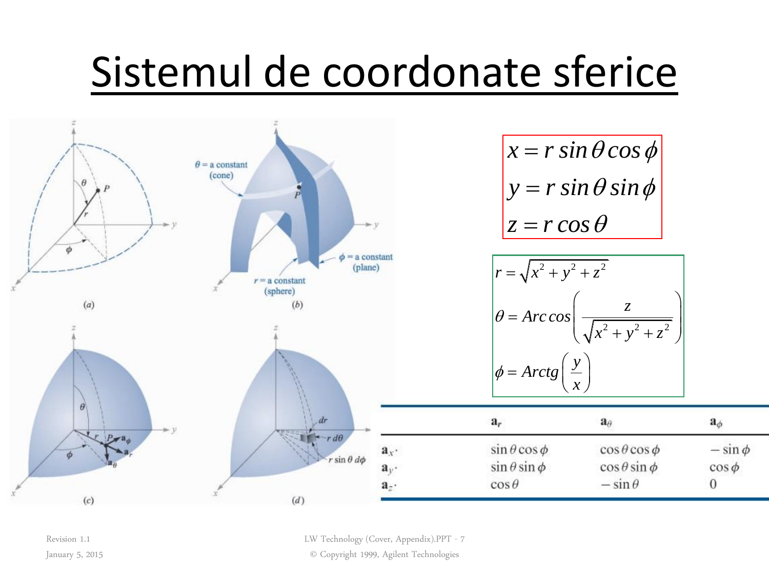# Sistemul de coordonate sferice

$$x = r \sin\theta \cos\phi$$
$$y = r \sin\theta \sin\phi$$
$$z = r \cos\theta$$

$$r = \sqrt{x^2 + y^2 + z^2}$$
$$\theta = Arc\cos\left(\frac{z}{\sqrt{x^2 + y^2 + z^2}}\right)$$
$$\phi = Arctg\left(\frac{y}{x}\right)$$

| | $\mathbf{a}_r$ | $\mathbf{a}_\theta$ | $\mathbf{a}_\phi$ |
|---|---|---|---|
| $\mathbf{a}_x \cdot$ | $\sin\theta\cos\phi$ | $\cos\theta\cos\phi$ | $-\sin\phi$ |
| $\mathbf{a}_y \cdot$ | $\sin\theta\sin\phi$ | $\cos\theta\sin\phi$ | $\cos\phi$ |
| $\mathbf{a}_z \cdot$ | $\cos\theta$ | $-\sin\theta$ | $0$ |

Revision 1.1
January 5, 2015

LW Technology (Cover, Appendix).PPT
© Copyright 1999, Agilent Technologies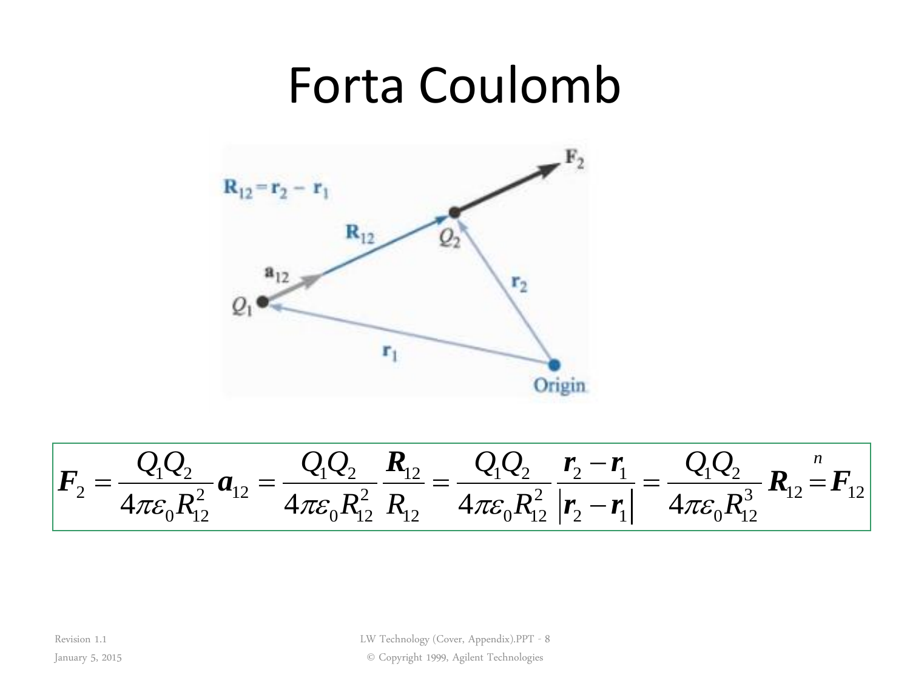# Forta Coulomb

$$\boldsymbol{F}_2 = \frac{Q_1 Q_2}{4\pi\varepsilon_0 R_{12}^2}\boldsymbol{a}_{12} = \frac{Q_1 Q_2}{4\pi\varepsilon_0 R_{12}^2}\frac{\boldsymbol{R}_{12}}{R_{12}} = \frac{Q_1 Q_2}{4\pi\varepsilon_0 R_{12}^2}\frac{\boldsymbol{r}_2 - \boldsymbol{r}_1}{\left|\boldsymbol{r}_2 - \boldsymbol{r}_1\right|} = \frac{Q_1 Q_2}{4\pi\varepsilon_0 R_{12}^3}\boldsymbol{R}_{12} \overset{n}{=} \boldsymbol{F}_{12}$$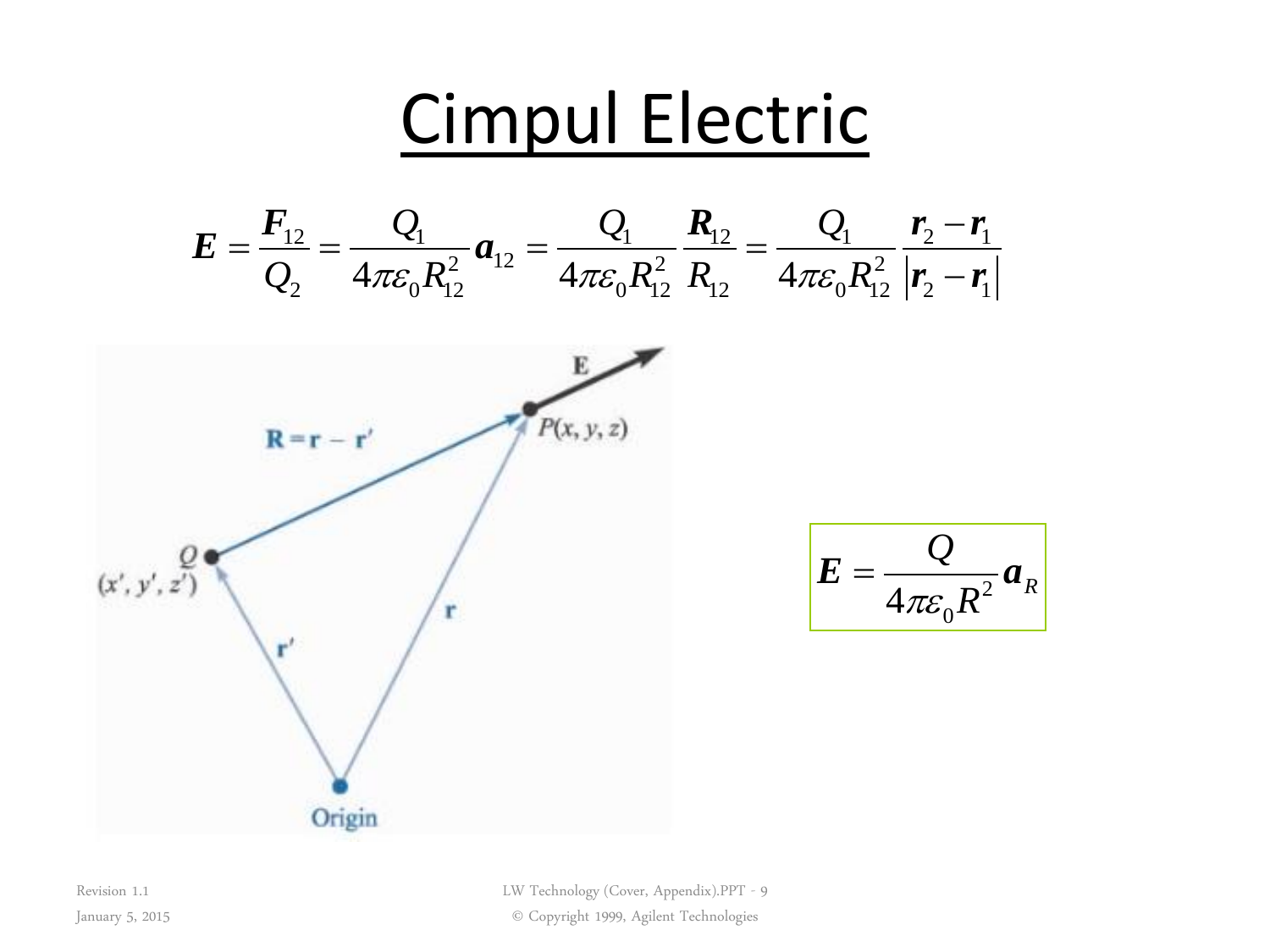# Cimpul Electric

$$\boldsymbol{E} = \frac{\boldsymbol{F}_{12}}{Q_2} = \frac{Q_1}{4\pi\varepsilon_0 R_{12}^2}\boldsymbol{a}_{12} = \frac{Q_1}{4\pi\varepsilon_0 R_{12}^2}\frac{\boldsymbol{R}_{12}}{R_{12}} = \frac{Q_1}{4\pi\varepsilon_0 R_{12}^2}\frac{\boldsymbol{r}_2 - \boldsymbol{r}_1}{\left|\boldsymbol{r}_2 - \boldsymbol{r}_1\right|}$$

$$\boldsymbol{E} = \frac{Q}{4\pi\varepsilon_0 R^2}\boldsymbol{a}_R$$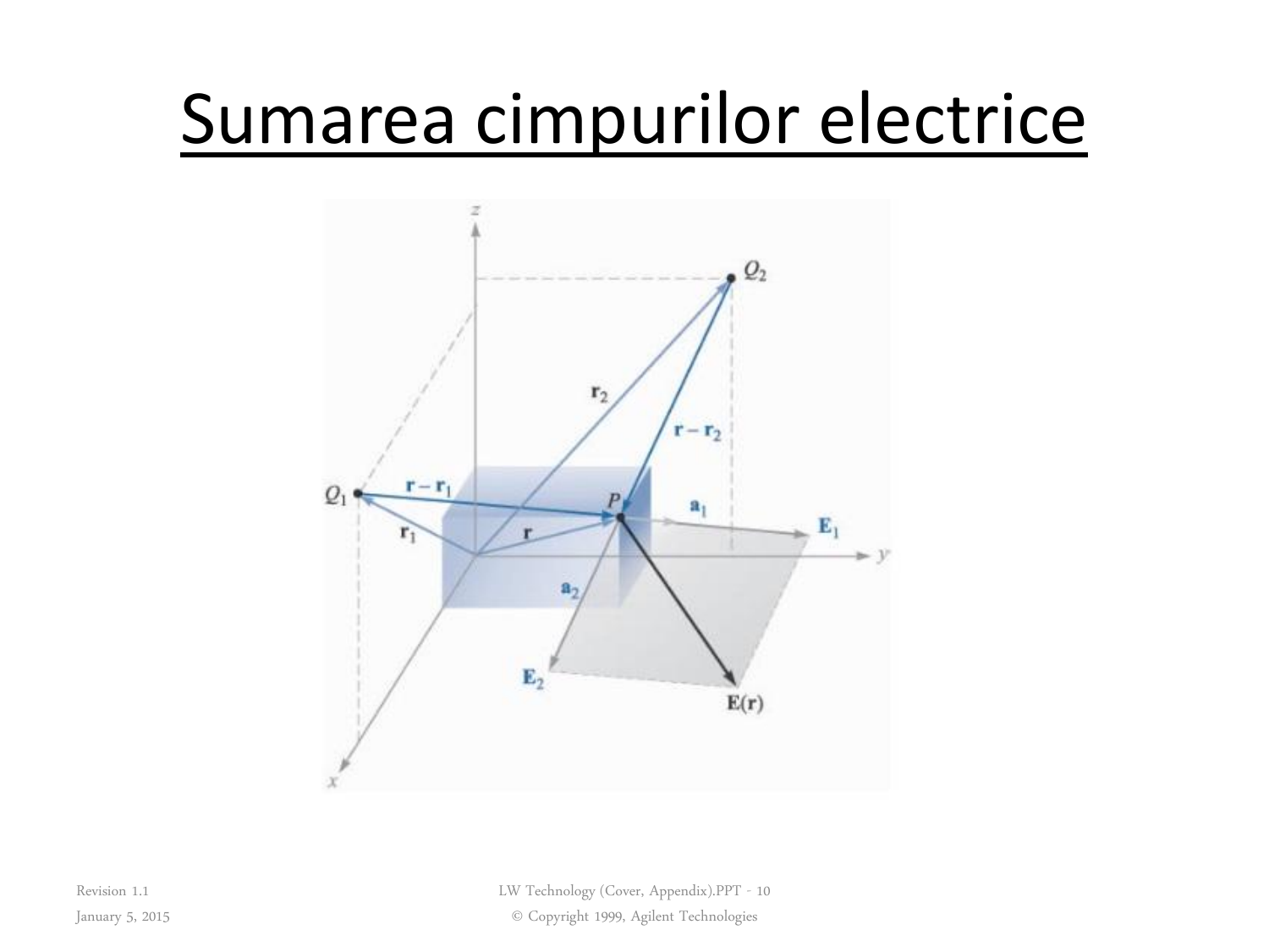# Sumarea cimpurilor electrice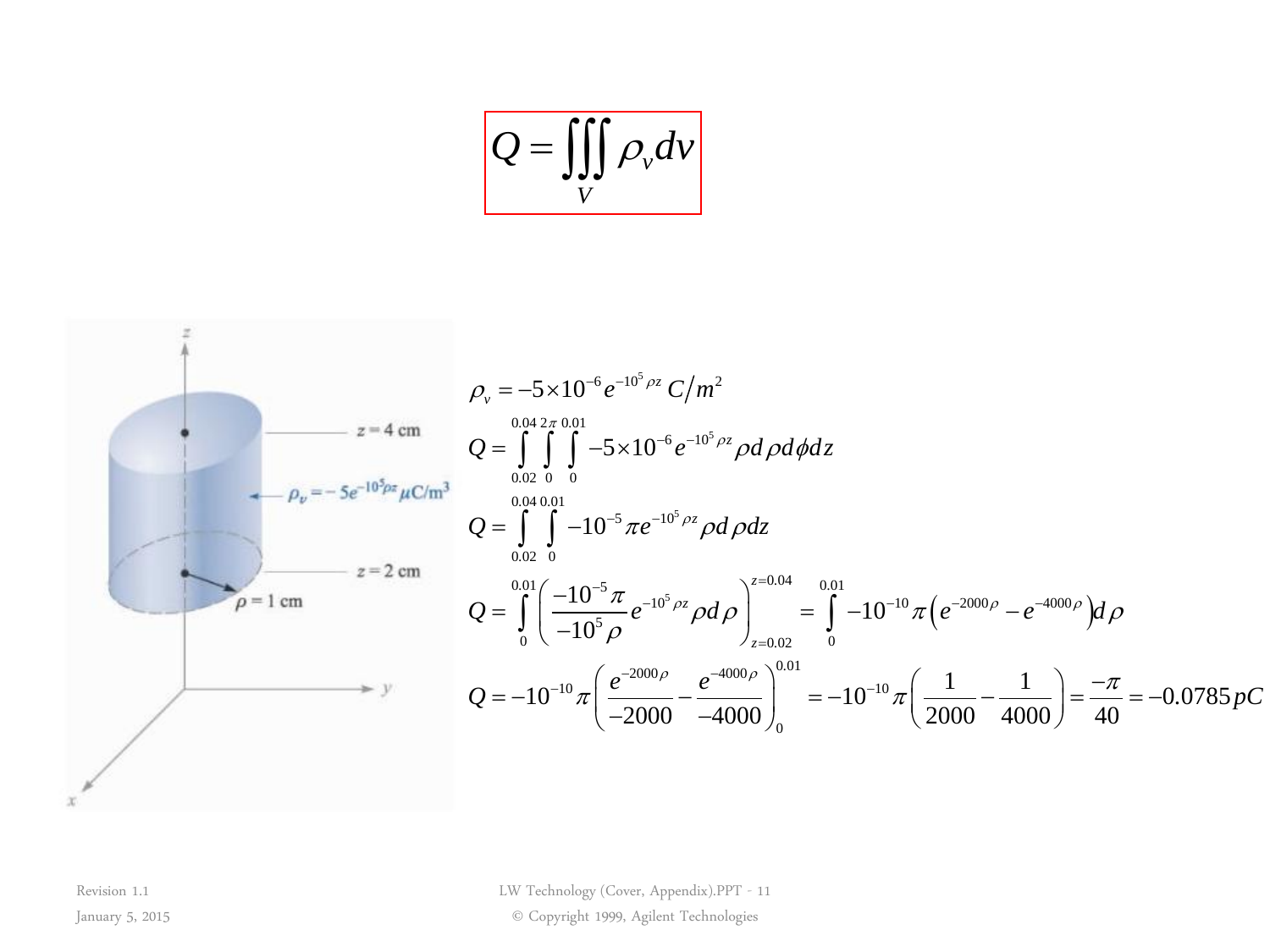$$Q = \iiint_V \rho_v dv$$

$$\rho_v = -5\times10^{-6} e^{-10^5 \rho z} \; C/m^2$$

$$Q = \int_{0.02}^{0.04}\int_{0}^{2\pi}\int_{0}^{0.01} -5\times10^{-6} e^{-10^5 \rho z} \rho d\rho d\phi dz$$

$$Q = \int_{0.02}^{0.04}\int_{0}^{0.01} -10^{-5} \pi e^{-10^5 \rho z} \rho d\rho dz$$

$$Q = \int_{0}^{0.01} \left( \frac{-10^{-5}\pi}{-10^5 \rho} e^{-10^5 \rho z} \rho d\rho \right)_{z=0.02}^{z=0.04} = \int_{0}^{0.01} -10^{-10}\pi \left( e^{-2000\rho} - e^{-4000\rho} \right) d\rho$$

$$Q = -10^{-10}\pi \left( \frac{e^{-2000\rho}}{-2000} - \frac{e^{-4000\rho}}{-4000} \right)_{0}^{0.01} = -10^{-10}\pi \left( \frac{1}{2000} - \frac{1}{4000} \right) = \frac{-\pi}{40} = -0.0785\, pC$$

z = 4 cm

$\rho_v = -5e^{-10^5 \rho z}\ \mu C/m^3$

z = 2 cm

$\rho$ = 1 cm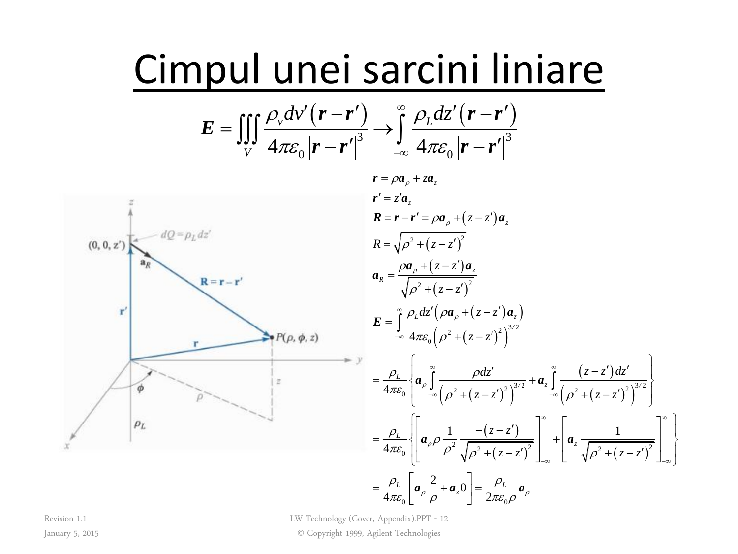# Cimpul unei sarcini liniare

$$\boldsymbol{E} = \iiint_V \frac{\rho_v dv'\left(\boldsymbol{r}-\boldsymbol{r}'\right)}{4\pi\varepsilon_0\left|\boldsymbol{r}-\boldsymbol{r}'\right|^3} \rightarrow \int_{-\infty}^{\infty} \frac{\rho_L dz'\left(\boldsymbol{r}-\boldsymbol{r}'\right)}{4\pi\varepsilon_0\left|\boldsymbol{r}-\boldsymbol{r}'\right|^3}$$

$$\boldsymbol{r} = \rho\boldsymbol{a}_\rho + z\boldsymbol{a}_z$$

$$\boldsymbol{r}' = z'\boldsymbol{a}_z$$

$$\boldsymbol{R} = \boldsymbol{r}-\boldsymbol{r}' = \rho\boldsymbol{a}_\rho + \left(z-z'\right)\boldsymbol{a}_z$$

$$R = \sqrt{\rho^2+\left(z-z'\right)^2}$$

$$\boldsymbol{a}_R = \frac{\rho\boldsymbol{a}_\rho + \left(z-z'\right)\boldsymbol{a}_z}{\sqrt{\rho^2+\left(z-z'\right)^2}}$$

$$\boldsymbol{E} = \int_{-\infty}^{\infty} \frac{\rho_L dz'\left(\rho\boldsymbol{a}_\rho + \left(z-z'\right)\boldsymbol{a}_z\right)}{4\pi\varepsilon_0\left(\rho^2+\left(z-z'\right)^2\right)^{3/2}}$$

$$= \frac{\rho_L}{4\pi\varepsilon_0}\left\{\boldsymbol{a}_\rho\int_{-\infty}^{\infty}\frac{\rho dz'}{\left(\rho^2+\left(z-z'\right)^2\right)^{3/2}} + \boldsymbol{a}_z\int_{-\infty}^{\infty}\frac{\left(z-z'\right)dz'}{\left(\rho^2+\left(z-z'\right)^2\right)^{3/2}}\right\}$$

$$= \frac{\rho_L}{4\pi\varepsilon_0}\left\{\left[\boldsymbol{a}_\rho\rho\frac{1}{\rho^2}\frac{-\left(z-z'\right)}{\sqrt{\rho^2+\left(z-z'\right)^2}}\right]_{-\infty}^{\infty} + \left[\boldsymbol{a}_z\frac{1}{\sqrt{\rho^2+\left(z-z'\right)^2}}\right]_{-\infty}^{\infty}\right\}$$

$$= \frac{\rho_L}{4\pi\varepsilon_0}\left[\boldsymbol{a}_\rho\frac{2}{\rho} + \boldsymbol{a}_z 0\right] = \frac{\rho_L}{2\pi\varepsilon_0\rho}\boldsymbol{a}_\rho$$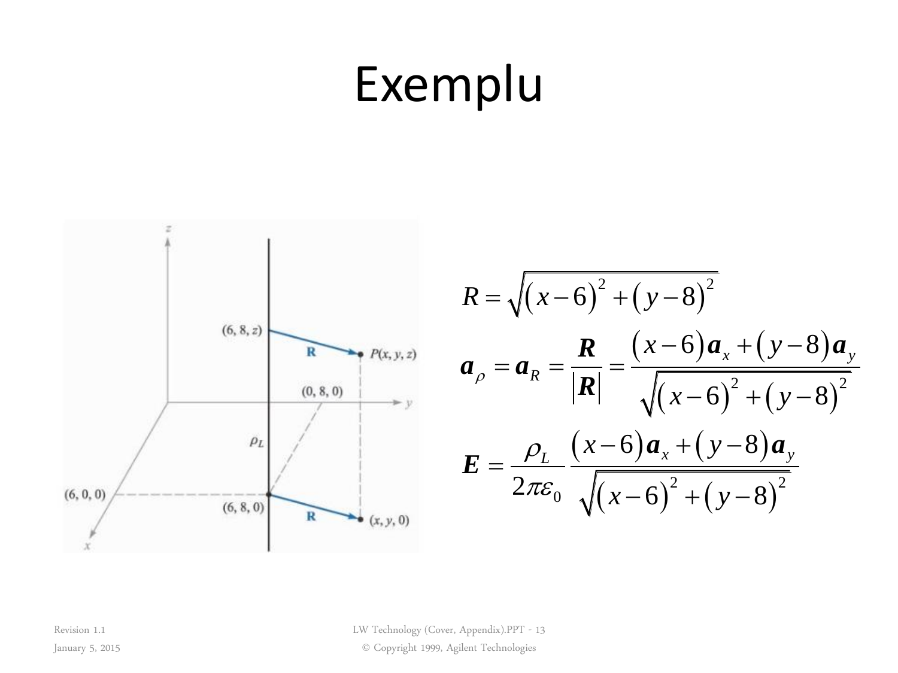# Exemplu

$$R = \sqrt{(x-6)^2 + (y-8)^2}$$

$$\boldsymbol{a}_\rho = \boldsymbol{a}_R = \frac{\boldsymbol{R}}{|\boldsymbol{R}|} = \frac{(x-6)\boldsymbol{a}_x + (y-8)\boldsymbol{a}_y}{\sqrt{(x-6)^2 + (y-8)^2}}$$

$$\boldsymbol{E} = \frac{\rho_L}{2\pi\varepsilon_0} \frac{(x-6)\boldsymbol{a}_x + (y-8)\boldsymbol{a}_y}{\sqrt{(x-6)^2 + (y-8)^2}}$$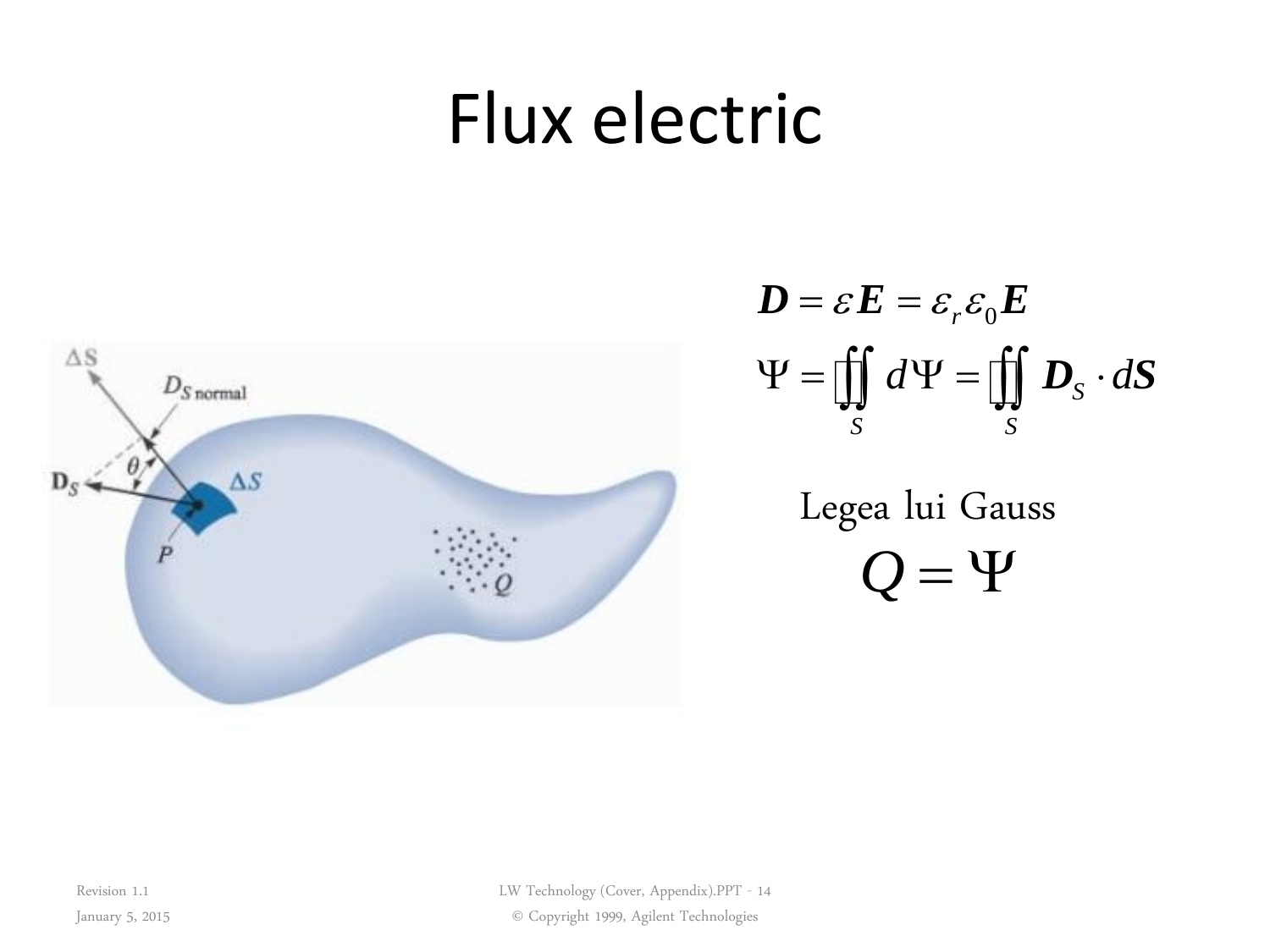# Flux electric

$$\boldsymbol{D} = \varepsilon \boldsymbol{E} = \varepsilon_r \varepsilon_0 \boldsymbol{E}$$

$$\Psi = \oiint_S d\Psi = \oiint_S \boldsymbol{D}_S \cdot d\boldsymbol{S}$$

Legea lui Gauss

$$Q = \Psi$$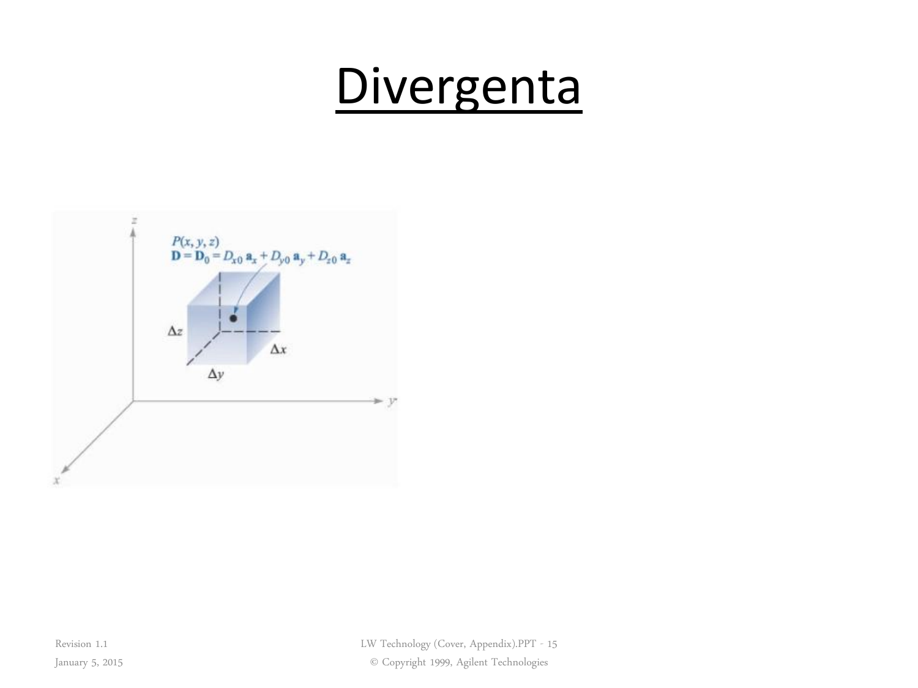# Divergenta

$P(x, y, z)$

$\mathbf{D} = \mathbf{D}_0 = D_{x0}\,\mathbf{a}_x + D_{y0}\,\mathbf{a}_y + D_{z0}\,\mathbf{a}_z$

$\Delta z$

$\Delta x$

$\Delta y$

$x$

$y$

$z$